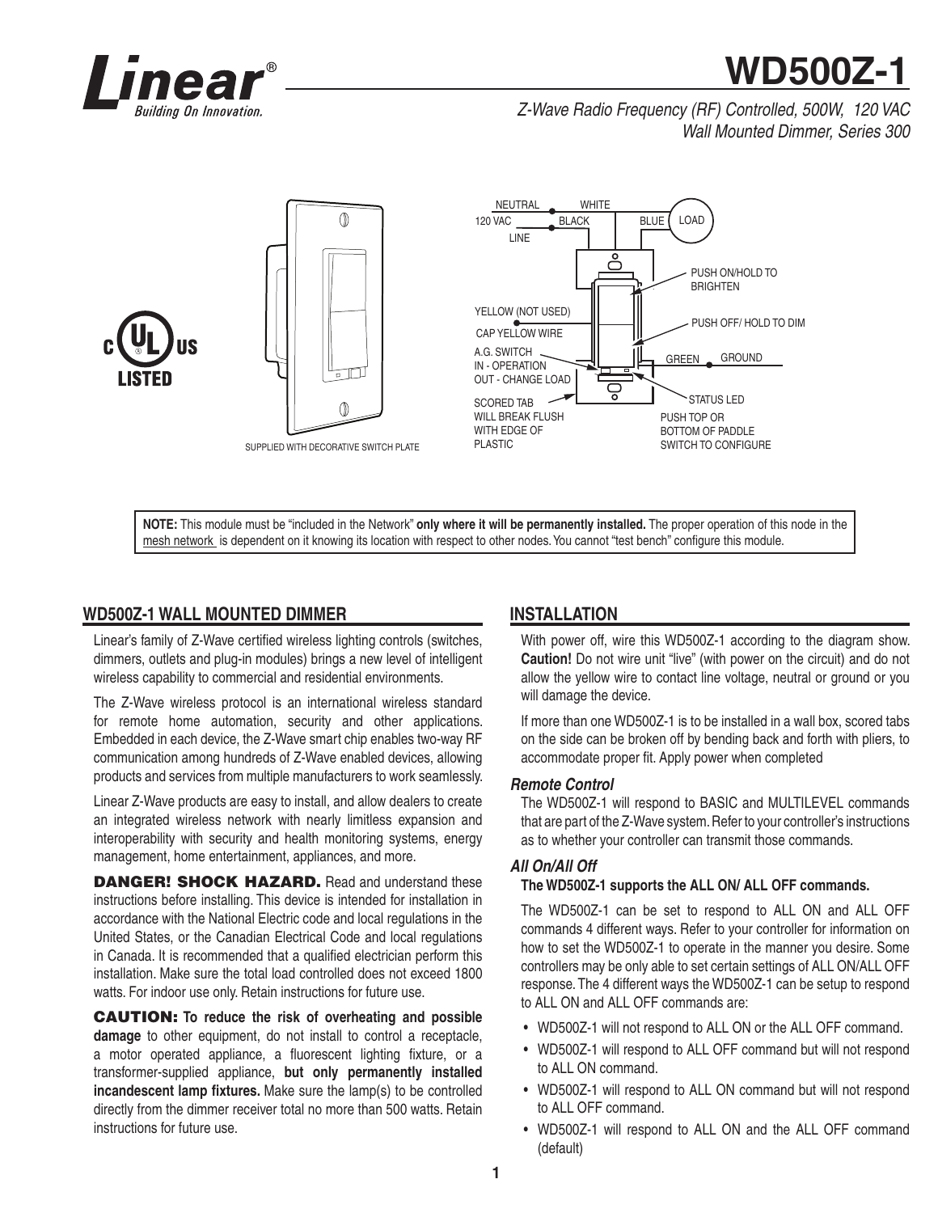# WD500Z-1

*Z-Wave Radio Frequency (RF) Controlled, 500W, 120 VAC Wall Mounted Dimmer, Series 300*

NEUTRAL WHITE
120 VAC LINE BLACK
BLUE LOAD
PUSH ON/HOLD TO BRIGHTEN
PUSH OFF/ HOLD TO DIM
YELLOW (NOT USED)
CAP YELLOW WIRE
A.G. SWITCH IN - OPERATION OUT - CHANGE LOAD
GREEN GROUND
STATUS LED
SCORED TAB WILL BREAK FLUSH WITH EDGE OF PLASTIC
PUSH TOP OR BOTTOM OF PADDLE SWITCH TO CONFIGURE

SUPPLIED WITH DECORATIVE SWITCH PLATE

**NOTE:** This module must be "included in the Network" **only where it will be permanently installed.** The proper operation of this node in the mesh network is dependent on it knowing its location with respect to other nodes. You cannot "test bench" configure this module.

## WD500Z-1 WALL MOUNTED DIMMER

Linear's family of Z-Wave certified wireless lighting controls (switches, dimmers, outlets and plug-in modules) brings a new level of intelligent wireless capability to commercial and residential environments.

The Z-Wave wireless protocol is an international wireless standard for remote home automation, security and other applications. Embedded in each device, the Z-Wave smart chip enables two-way RF communication among hundreds of Z-Wave enabled devices, allowing products and services from multiple manufacturers to work seamlessly.

Linear Z-Wave products are easy to install, and allow dealers to create an integrated wireless network with nearly limitless expansion and interoperability with security and health monitoring systems, energy management, home entertainment, appliances, and more.

**DANGER! SHOCK HAZARD.** Read and understand these instructions before installing. This device is intended for installation in accordance with the National Electric code and local regulations in the United States, or the Canadian Electrical Code and local regulations in Canada. It is recommended that a qualified electrician perform this installation. Make sure the total load controlled does not exceed 1800 watts. For indoor use only. Retain instructions for future use.

**CAUTION: To reduce the risk of overheating and possible damage** to other equipment, do not install to control a receptacle, a motor operated appliance, a fluorescent lighting fixture, or a transformer-supplied appliance, **but only permanently installed incandescent lamp fixtures.** Make sure the lamp(s) to be controlled directly from the dimmer receiver total no more than 500 watts. Retain instructions for future use.

## INSTALLATION

With power off, wire this WD500Z-1 according to the diagram show. **Caution!** Do not wire unit "live" (with power on the circuit) and do not allow the yellow wire to contact line voltage, neutral or ground or you will damage the device.

If more than one WD500Z-1 is to be installed in a wall box, scored tabs on the side can be broken off by bending back and forth with pliers, to accommodate proper fit. Apply power when completed

### *Remote Control*

The WD500Z-1 will respond to BASIC and MULTILEVEL commands that are part of the Z-Wave system. Refer to your controller's instructions as to whether your controller can transmit those commands.

### *All On/All Off*

**The WD500Z-1 supports the ALL ON/ ALL OFF commands.**

The WD500Z-1 can be set to respond to ALL ON and ALL OFF commands 4 different ways. Refer to your controller for information on how to set the WD500Z-1 to operate in the manner you desire. Some controllers may be only able to set certain settings of ALL ON/ALL OFF response. The 4 different ways the WD500Z-1 can be setup to respond to ALL ON and ALL OFF commands are:

- WD500Z-1 will not respond to ALL ON or the ALL OFF command.
- WD500Z-1 will respond to ALL OFF command but will not respond to ALL ON command.
- WD500Z-1 will respond to ALL ON command but will not respond to ALL OFF command.
- WD500Z-1 will respond to ALL ON and the ALL OFF command (default)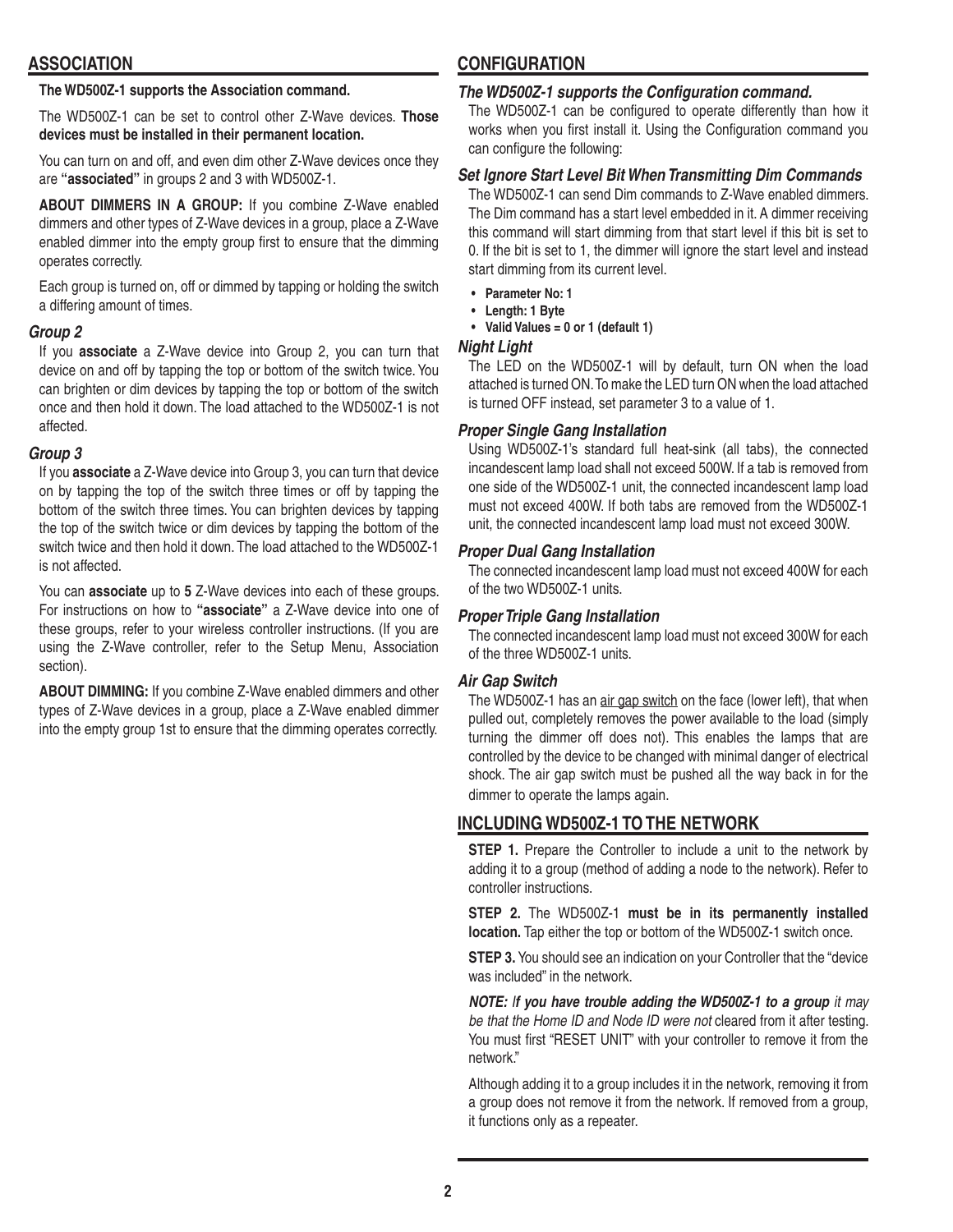## ASSOCIATION

**The WD500Z-1 supports the Association command.**

The WD500Z-1 can be set to control other Z-Wave devices. **Those devices must be installed in their permanent location.**

You can turn on and off, and even dim other Z-Wave devices once they are **"associated"** in groups 2 and 3 with WD500Z-1.

**ABOUT DIMMERS IN A GROUP:** If you combine Z-Wave enabled dimmers and other types of Z-Wave devices in a group, place a Z-Wave enabled dimmer into the empty group first to ensure that the dimming operates correctly.

Each group is turned on, off or dimmed by tapping or holding the switch a differing amount of times.

### *Group 2*

If you **associate** a Z-Wave device into Group 2, you can turn that device on and off by tapping the top or bottom of the switch twice. You can brighten or dim devices by tapping the top or bottom of the switch once and then hold it down. The load attached to the WD500Z-1 is not affected.

### *Group 3*

If you **associate** a Z-Wave device into Group 3, you can turn that device on by tapping the top of the switch three times or off by tapping the bottom of the switch three times. You can brighten devices by tapping the top of the switch twice or dim devices by tapping the bottom of the switch twice and then hold it down. The load attached to the WD500Z-1 is not affected.

You can **associate** up to **5** Z-Wave devices into each of these groups. For instructions on how to **"associate"** a Z-Wave device into one of these groups, refer to your wireless controller instructions. (If you are using the Z-Wave controller, refer to the Setup Menu, Association section).

**ABOUT DIMMING:** If you combine Z-Wave enabled dimmers and other types of Z-Wave devices in a group, place a Z-Wave enabled dimmer into the empty group 1st to ensure that the dimming operates correctly.

## CONFIGURATION

### *The WD500Z-1 supports the Configuration command.*

The WD500Z-1 can be configured to operate differently than how it works when you first install it. Using the Configuration command you can configure the following:

### *Set Ignore Start Level Bit When Transmitting Dim Commands*

The WD500Z-1 can send Dim commands to Z-Wave enabled dimmers. The Dim command has a start level embedded in it. A dimmer receiving this command will start dimming from that start level if this bit is set to 0. If the bit is set to 1, the dimmer will ignore the start level and instead start dimming from its current level.

- **Parameter No: 1**
- **Length: 1 Byte**
- **Valid Values = 0 or 1 (default 1)**

### *Night Light*

The LED on the WD500Z-1 will by default, turn ON when the load attached is turned ON. To make the LED turn ON when the load attached is turned OFF instead, set parameter 3 to a value of 1.

### *Proper Single Gang Installation*

Using WD500Z-1's standard full heat-sink (all tabs), the connected incandescent lamp load shall not exceed 500W. If a tab is removed from one side of the WD500Z-1 unit, the connected incandescent lamp load must not exceed 400W. If both tabs are removed from the WD500Z-1 unit, the connected incandescent lamp load must not exceed 300W.

### *Proper Dual Gang Installation*

The connected incandescent lamp load must not exceed 400W for each of the two WD500Z-1 units.

### *Proper Triple Gang Installation*

The connected incandescent lamp load must not exceed 300W for each of the three WD500Z-1 units.

### *Air Gap Switch*

The WD500Z-1 has an air gap switch on the face (lower left), that when pulled out, completely removes the power available to the load (simply turning the dimmer off does not). This enables the lamps that are controlled by the device to be changed with minimal danger of electrical shock. The air gap switch must be pushed all the way back in for the dimmer to operate the lamps again.

## INCLUDING WD500Z-1 TO THE NETWORK

**STEP 1.** Prepare the Controller to include a unit to the network by adding it to a group (method of adding a node to the network). Refer to controller instructions.

**STEP 2.** The WD500Z-1 **must be in its permanently installed location.** Tap either the top or bottom of the WD500Z-1 switch once.

**STEP 3.** You should see an indication on your Controller that the "device was included" in the network.

***NOTE:** **If you have trouble adding the WD500Z-1 to a group** it may be that the Home ID and Node ID were not* cleared from it after testing. You must first "RESET UNIT" with your controller to remove it from the network."

Although adding it to a group includes it in the network, removing it from a group does not remove it from the network. If removed from a group, it functions only as a repeater.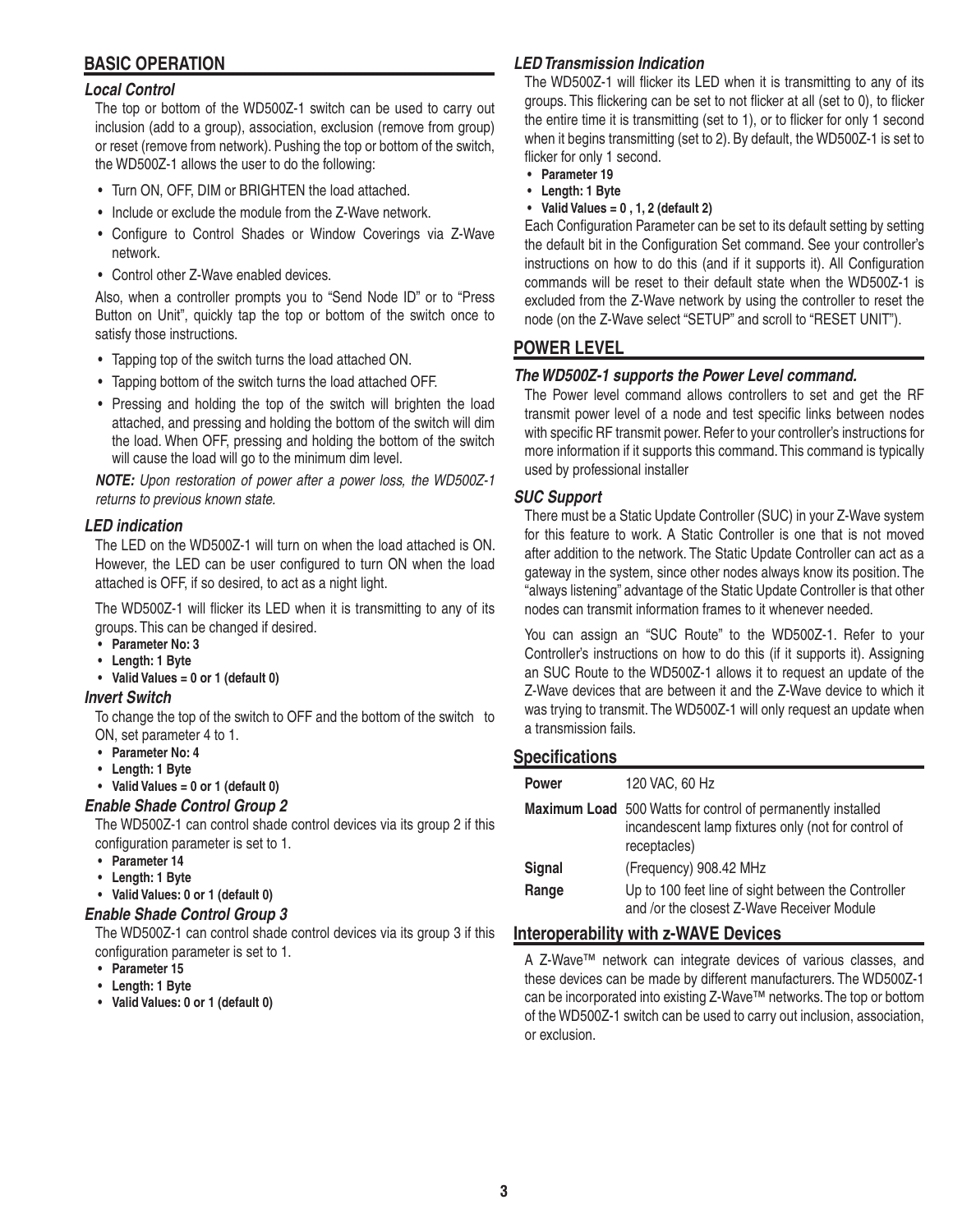## BASIC OPERATION

### *Local Control*

The top or bottom of the WD500Z-1 switch can be used to carry out inclusion (add to a group), association, exclusion (remove from group) or reset (remove from network). Pushing the top or bottom of the switch, the WD500Z-1 allows the user to do the following:

- Turn ON, OFF, DIM or BRIGHTEN the load attached.
- Include or exclude the module from the Z-Wave network.
- Configure to Control Shades or Window Coverings via Z-Wave network.
- Control other Z-Wave enabled devices.

Also, when a controller prompts you to "Send Node ID" or to "Press Button on Unit", quickly tap the top or bottom of the switch once to satisfy those instructions.

- Tapping top of the switch turns the load attached ON.
- Tapping bottom of the switch turns the load attached OFF.
- Pressing and holding the top of the switch will brighten the load attached, and pressing and holding the bottom of the switch will dim the load. When OFF, pressing and holding the bottom of the switch will cause the load will go to the minimum dim level.

***NOTE:*** *Upon restoration of power after a power loss, the WD500Z-1 returns to previous known state.*

### *LED indication*

The LED on the WD500Z-1 will turn on when the load attached is ON. However, the LED can be user configured to turn ON when the load attached is OFF, if so desired, to act as a night light.

The WD500Z-1 will flicker its LED when it is transmitting to any of its groups. This can be changed if desired.

- **Parameter No: 3**
- **Length: 1 Byte**
- **Valid Values = 0 or 1 (default 0)**

### *Invert Switch*

To change the top of the switch to OFF and the bottom of the switch to ON, set parameter 4 to 1.

- **Parameter No: 4**
- **Length: 1 Byte**
- **Valid Values = 0 or 1 (default 0)**

### *Enable Shade Control Group 2*

The WD500Z-1 can control shade control devices via its group 2 if this configuration parameter is set to 1.

- **Parameter 14**
- **Length: 1 Byte**
- **Valid Values: 0 or 1 (default 0)**

### *Enable Shade Control Group 3*

The WD500Z-1 can control shade control devices via its group 3 if this configuration parameter is set to 1.

- **Parameter 15**
- **Length: 1 Byte**
- **Valid Values: 0 or 1 (default 0)**

### *LED Transmission Indication*

The WD500Z-1 will flicker its LED when it is transmitting to any of its groups. This flickering can be set to not flicker at all (set to 0), to flicker the entire time it is transmitting (set to 1), or to flicker for only 1 second when it begins transmitting (set to 2). By default, the WD500Z-1 is set to flicker for only 1 second.

- **Parameter 19**
- **Length: 1 Byte**
- **Valid Values = 0 , 1, 2 (default 2)**

Each Configuration Parameter can be set to its default setting by setting the default bit in the Configuration Set command. See your controller's instructions on how to do this (and if it supports it). All Configuration commands will be reset to their default state when the WD500Z-1 is excluded from the Z-Wave network by using the controller to reset the node (on the Z-Wave select "SETUP" and scroll to "RESET UNIT").

## POWER LEVEL

### *The WD500Z-1 supports the Power Level command.*

The Power level command allows controllers to set and get the RF transmit power level of a node and test specific links between nodes with specific RF transmit power. Refer to your controller's instructions for more information if it supports this command. This command is typically used by professional installer

### *SUC Support*

There must be a Static Update Controller (SUC) in your Z-Wave system for this feature to work. A Static Controller is one that is not moved after addition to the network. The Static Update Controller can act as a gateway in the system, since other nodes always know its position. The "always listening" advantage of the Static Update Controller is that other nodes can transmit information frames to it whenever needed.

You can assign an "SUC Route" to the WD500Z-1. Refer to your Controller's instructions on how to do this (if it supports it). Assigning an SUC Route to the WD500Z-1 allows it to request an update of the Z-Wave devices that are between it and the Z-Wave device to which it was trying to transmit. The WD500Z-1 will only request an update when a transmission fails.

## Specifications

| | |
|---|---|
| **Power** | 120 VAC, 60 Hz |
| **Maximum Load** | 500 Watts for control of permanently installed incandescent lamp fixtures only (not for control of receptacles) |
| **Signal** | (Frequency) 908.42 MHz |
| **Range** | Up to 100 feet line of sight between the Controller and /or the closest Z-Wave Receiver Module |

## Interoperability with z-WAVE Devices

A Z-Wave™ network can integrate devices of various classes, and these devices can be made by different manufacturers. The WD500Z-1 can be incorporated into existing Z-Wave™ networks. The top or bottom of the WD500Z-1 switch can be used to carry out inclusion, association, or exclusion.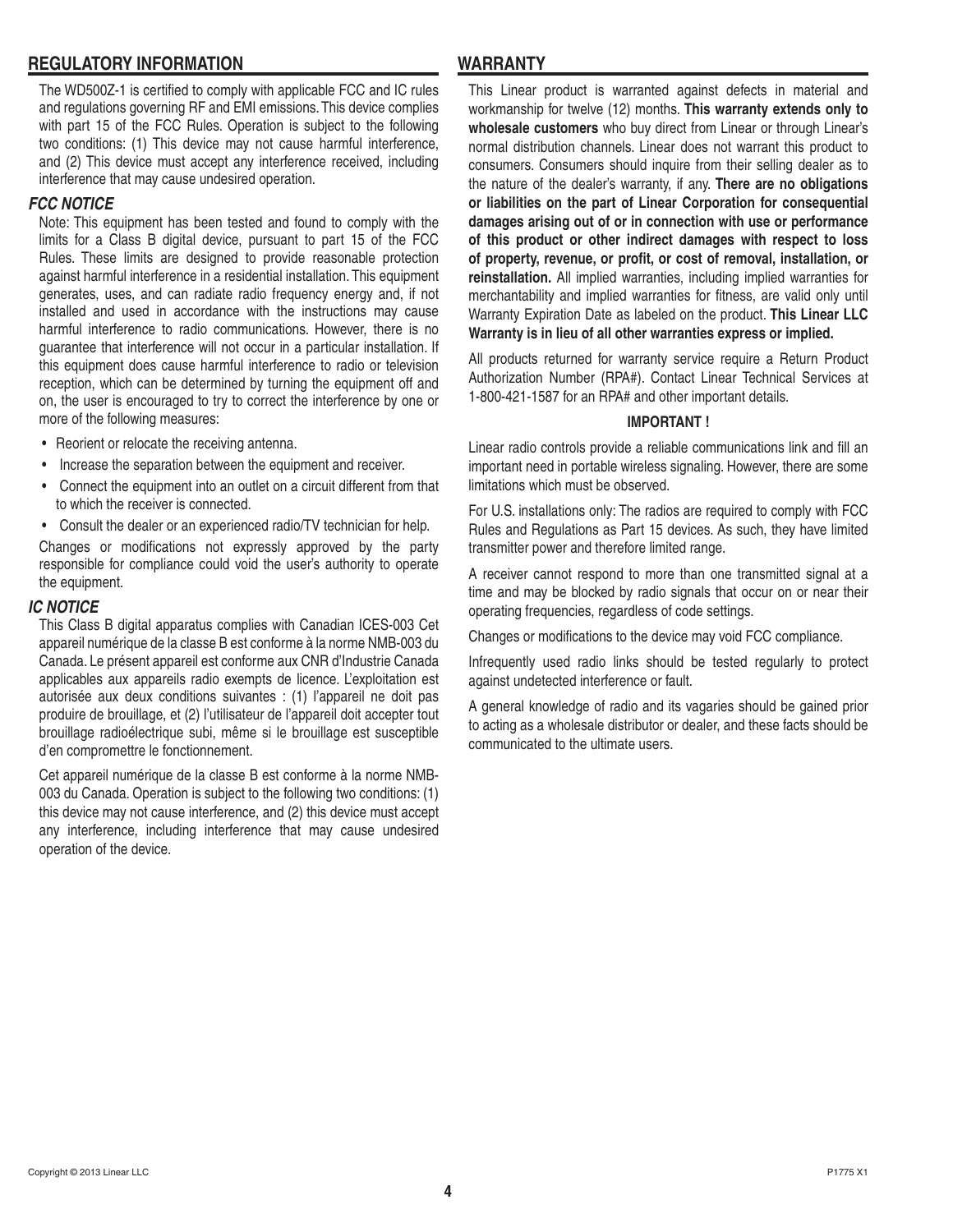## REGULATORY INFORMATION

The WD500Z-1 is certified to comply with applicable FCC and IC rules and regulations governing RF and EMI emissions. This device complies with part 15 of the FCC Rules. Operation is subject to the following two conditions: (1) This device may not cause harmful interference, and (2) This device must accept any interference received, including interference that may cause undesired operation.

### *FCC NOTICE*

Note: This equipment has been tested and found to comply with the limits for a Class B digital device, pursuant to part 15 of the FCC Rules. These limits are designed to provide reasonable protection against harmful interference in a residential installation. This equipment generates, uses, and can radiate radio frequency energy and, if not installed and used in accordance with the instructions may cause harmful interference to radio communications. However, there is no guarantee that interference will not occur in a particular installation. If this equipment does cause harmful interference to radio or television reception, which can be determined by turning the equipment off and on, the user is encouraged to try to correct the interference by one or more of the following measures:

- Reorient or relocate the receiving antenna.
- Increase the separation between the equipment and receiver.
- Connect the equipment into an outlet on a circuit different from that to which the receiver is connected.
- Consult the dealer or an experienced radio/TV technician for help.

Changes or modifications not expressly approved by the party responsible for compliance could void the user's authority to operate the equipment.

### *IC NOTICE*

This Class B digital apparatus complies with Canadian ICES-003 Cet appareil numérique de la classe B est conforme à la norme NMB-003 du Canada. Le présent appareil est conforme aux CNR d'Industrie Canada applicables aux appareils radio exempts de licence. L'exploitation est autorisée aux deux conditions suivantes : (1) l'appareil ne doit pas produire de brouillage, et (2) l'utilisateur de l'appareil doit accepter tout brouillage radioélectrique subi, même si le brouillage est susceptible d'en compromettre le fonctionnement.

Cet appareil numérique de la classe B est conforme à la norme NMB-003 du Canada. Operation is subject to the following two conditions: (1) this device may not cause interference, and (2) this device must accept any interference, including interference that may cause undesired operation of the device.

## WARRANTY

This Linear product is warranted against defects in material and workmanship for twelve (12) months. **This warranty extends only to wholesale customers** who buy direct from Linear or through Linear's normal distribution channels. Linear does not warrant this product to consumers. Consumers should inquire from their selling dealer as to the nature of the dealer's warranty, if any. **There are no obligations or liabilities on the part of Linear Corporation for consequential damages arising out of or in connection with use or performance of this product or other indirect damages with respect to loss of property, revenue, or profit, or cost of removal, installation, or reinstallation.** All implied warranties, including implied warranties for merchantability and implied warranties for fitness, are valid only until Warranty Expiration Date as labeled on the product. **This Linear LLC Warranty is in lieu of all other warranties express or implied.**

All products returned for warranty service require a Return Product Authorization Number (RPA#). Contact Linear Technical Services at 1-800-421-1587 for an RPA# and other important details.

**IMPORTANT !**

Linear radio controls provide a reliable communications link and fill an important need in portable wireless signaling. However, there are some limitations which must be observed.

For U.S. installations only: The radios are required to comply with FCC Rules and Regulations as Part 15 devices. As such, they have limited transmitter power and therefore limited range.

A receiver cannot respond to more than one transmitted signal at a time and may be blocked by radio signals that occur on or near their operating frequencies, regardless of code settings.

Changes or modifications to the device may void FCC compliance.

Infrequently used radio links should be tested regularly to protect against undetected interference or fault.

A general knowledge of radio and its vagaries should be gained prior to acting as a wholesale distributor or dealer, and these facts should be communicated to the ultimate users.

Copyright © 2013 Linear LLC

P1775 X1